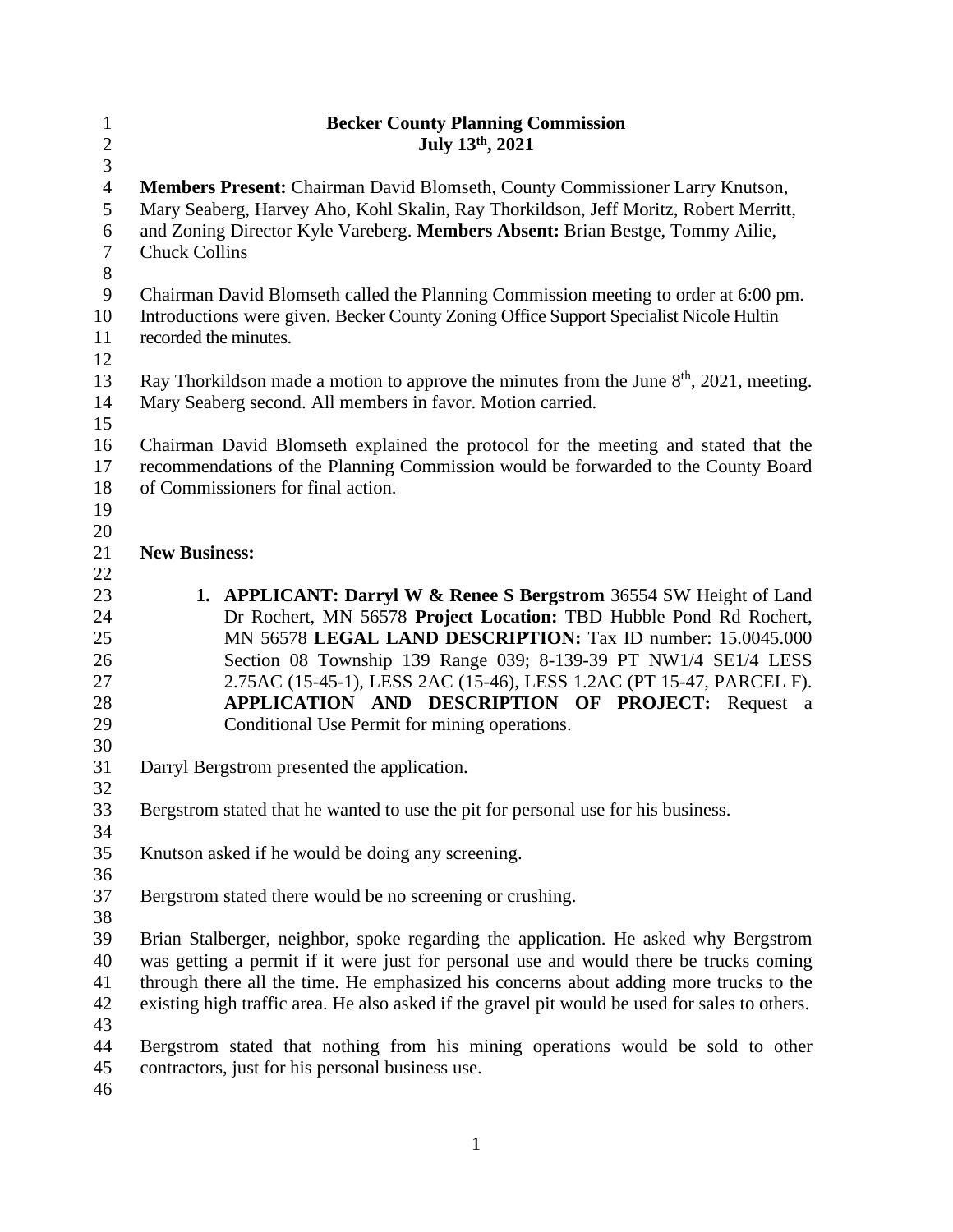# Becker County Planning Commission
## July 13th, 2021

**Members Present:** Chairman David Blomseth, County Commissioner Larry Knutson, Mary Seaberg, Harvey Aho, Kohl Skalin, Ray Thorkildson, Jeff Moritz, Robert Merritt, and Zoning Director Kyle Vareberg. **Members Absent:** Brian Bestge, Tommy Ailie, Chuck Collins

Chairman David Blomseth called the Planning Commission meeting to order at 6:00 pm. Introductions were given. Becker County Zoning Office Support Specialist Nicole Hultin recorded the minutes.

Ray Thorkildson made a motion to approve the minutes from the June 8th, 2021, meeting. Mary Seaberg second. All members in favor. Motion carried.

Chairman David Blomseth explained the protocol for the meeting and stated that the recommendations of the Planning Commission would be forwarded to the County Board of Commissioners for final action.

**New Business:**

1. **APPLICANT: Darryl W & Renee S Bergstrom** 36554 SW Height of Land Dr Rochert, MN 56578 **Project Location:** TBD Hubble Pond Rd Rochert, MN 56578 **LEGAL LAND DESCRIPTION:** Tax ID number: 15.0045.000 Section 08 Township 139 Range 039; 8-139-39 PT NW1/4 SE1/4 LESS 2.75AC (15-45-1), LESS 2AC (15-46), LESS 1.2AC (PT 15-47, PARCEL F). **APPLICATION AND DESCRIPTION OF PROJECT:** Request a Conditional Use Permit for mining operations.

Darryl Bergstrom presented the application.

Bergstrom stated that he wanted to use the pit for personal use for his business.

Knutson asked if he would be doing any screening.

Bergstrom stated there would be no screening or crushing.

Brian Stalberger, neighbor, spoke regarding the application. He asked why Bergstrom was getting a permit if it were just for personal use and would there be trucks coming through there all the time. He emphasized his concerns about adding more trucks to the existing high traffic area. He also asked if the gravel pit would be used for sales to others.

Bergstrom stated that nothing from his mining operations would be sold to other contractors, just for his personal business use.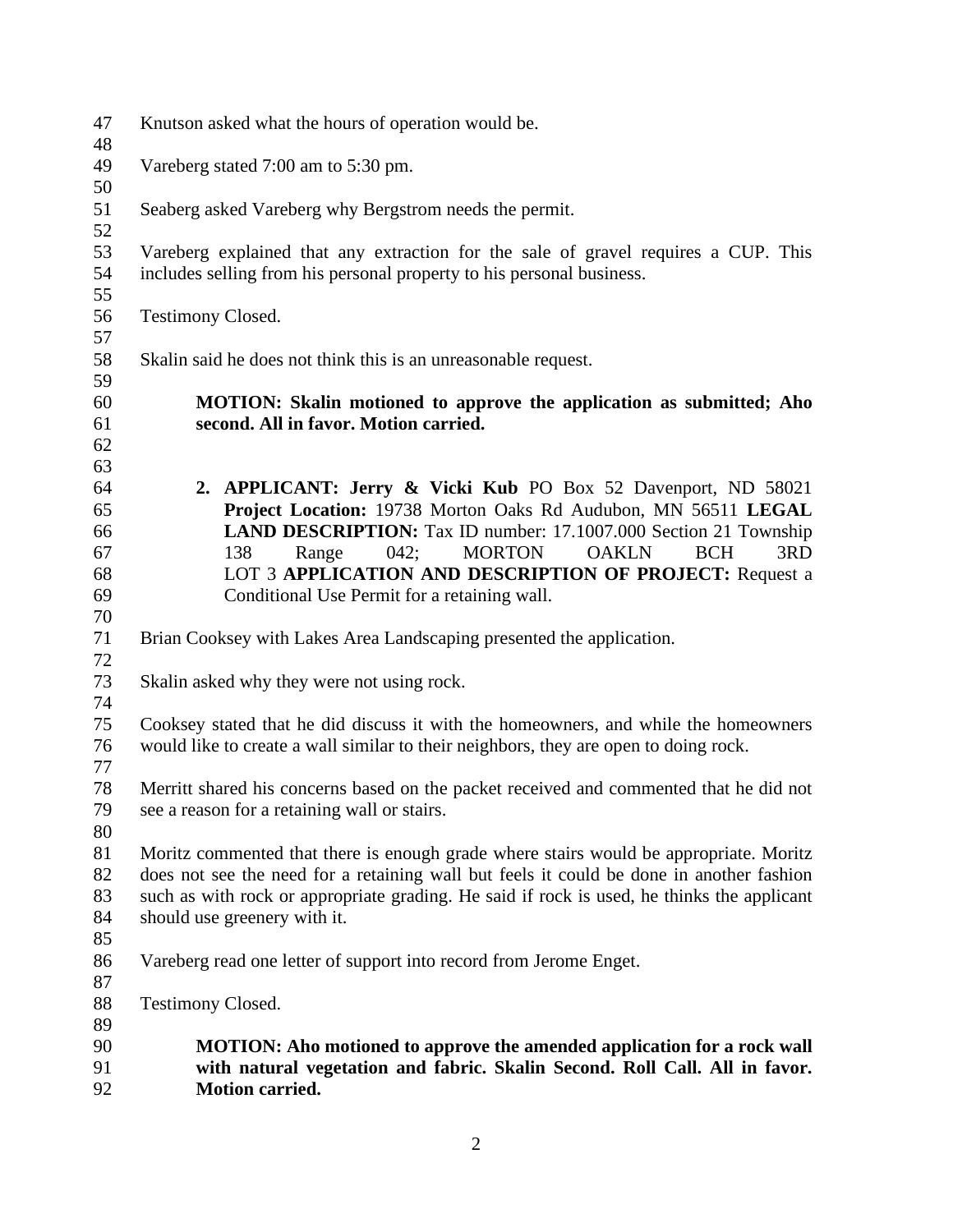Knutson asked what the hours of operation would be.

Vareberg stated 7:00 am to 5:30 pm.

Seaberg asked Vareberg why Bergstrom needs the permit.

Vareberg explained that any extraction for the sale of gravel requires a CUP. This includes selling from his personal property to his personal business.

Testimony Closed.

Skalin said he does not think this is an unreasonable request.

> **MOTION: Skalin motioned to approve the application as submitted; Aho second. All in favor. Motion carried.**

2. **APPLICANT: Jerry & Vicki Kub** PO Box 52 Davenport, ND 58021 **Project Location:** 19738 Morton Oaks Rd Audubon, MN 56511 **LEGAL LAND DESCRIPTION:** Tax ID number: 17.1007.000 Section 21 Township 138 Range 042; MORTON OAKLN BCH 3RD LOT 3 **APPLICATION AND DESCRIPTION OF PROJECT:** Request a Conditional Use Permit for a retaining wall.

Brian Cooksey with Lakes Area Landscaping presented the application.

Skalin asked why they were not using rock.

Cooksey stated that he did discuss it with the homeowners, and while the homeowners would like to create a wall similar to their neighbors, they are open to doing rock.

Merritt shared his concerns based on the packet received and commented that he did not see a reason for a retaining wall or stairs.

Moritz commented that there is enough grade where stairs would be appropriate. Moritz does not see the need for a retaining wall but feels it could be done in another fashion such as with rock or appropriate grading. He said if rock is used, he thinks the applicant should use greenery with it.

Vareberg read one letter of support into record from Jerome Enget.

Testimony Closed.

> **MOTION: Aho motioned to approve the amended application for a rock wall with natural vegetation and fabric. Skalin Second. Roll Call. All in favor. Motion carried.**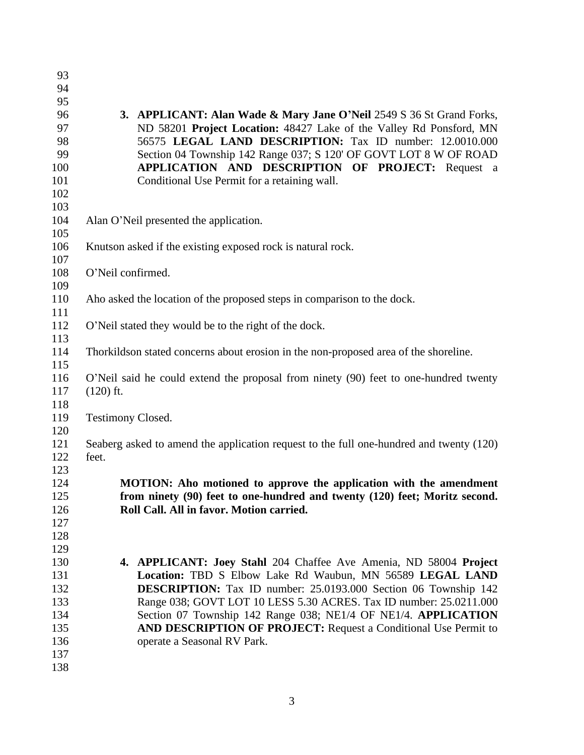3. **APPLICANT: Alan Wade & Mary Jane O'Neil** 2549 S 36 St Grand Forks, ND 58201 **Project Location:** 48427 Lake of the Valley Rd Ponsford, MN 56575 **LEGAL LAND DESCRIPTION:** Tax ID number: 12.0010.000 Section 04 Township 142 Range 037; S 120' OF GOVT LOT 8 W OF ROAD **APPLICATION AND DESCRIPTION OF PROJECT:** Request a Conditional Use Permit for a retaining wall.

Alan O'Neil presented the application.

Knutson asked if the existing exposed rock is natural rock.

O'Neil confirmed.

Aho asked the location of the proposed steps in comparison to the dock.

O'Neil stated they would be to the right of the dock.

Thorkildson stated concerns about erosion in the non-proposed area of the shoreline.

O'Neil said he could extend the proposal from ninety (90) feet to one-hundred twenty (120) ft.

Testimony Closed.

Seaberg asked to amend the application request to the full one-hundred and twenty (120) feet.

**MOTION: Aho motioned to approve the application with the amendment from ninety (90) feet to one-hundred and twenty (120) feet; Moritz second. Roll Call. All in favor. Motion carried.**

4. **APPLICANT: Joey Stahl** 204 Chaffee Ave Amenia, ND 58004 **Project Location:** TBD S Elbow Lake Rd Waubun, MN 56589 **LEGAL LAND DESCRIPTION:** Tax ID number: 25.0193.000 Section 06 Township 142 Range 038; GOVT LOT 10 LESS 5.30 ACRES. Tax ID number: 25.0211.000 Section 07 Township 142 Range 038; NE1/4 OF NE1/4. **APPLICATION AND DESCRIPTION OF PROJECT:** Request a Conditional Use Permit to operate a Seasonal RV Park.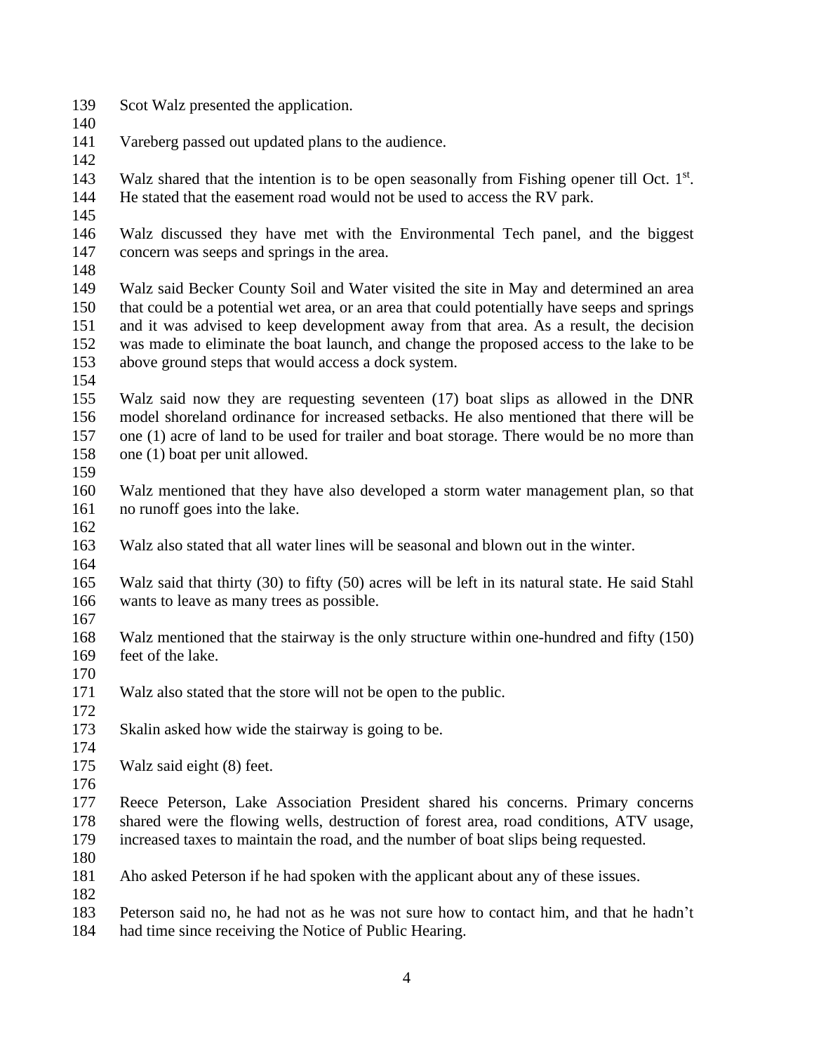Scot Walz presented the application.

Vareberg passed out updated plans to the audience.

Walz shared that the intention is to be open seasonally from Fishing opener till Oct. 1st. He stated that the easement road would not be used to access the RV park.

Walz discussed they have met with the Environmental Tech panel, and the biggest concern was seeps and springs in the area.

Walz said Becker County Soil and Water visited the site in May and determined an area that could be a potential wet area, or an area that could potentially have seeps and springs and it was advised to keep development away from that area. As a result, the decision was made to eliminate the boat launch, and change the proposed access to the lake to be above ground steps that would access a dock system.

Walz said now they are requesting seventeen (17) boat slips as allowed in the DNR model shoreland ordinance for increased setbacks. He also mentioned that there will be one (1) acre of land to be used for trailer and boat storage. There would be no more than one (1) boat per unit allowed.

Walz mentioned that they have also developed a storm water management plan, so that no runoff goes into the lake.

Walz also stated that all water lines will be seasonal and blown out in the winter.

Walz said that thirty (30) to fifty (50) acres will be left in its natural state. He said Stahl wants to leave as many trees as possible.

Walz mentioned that the stairway is the only structure within one-hundred and fifty (150) feet of the lake.

Walz also stated that the store will not be open to the public.

Skalin asked how wide the stairway is going to be.

Walz said eight (8) feet.

Reece Peterson, Lake Association President shared his concerns. Primary concerns shared were the flowing wells, destruction of forest area, road conditions, ATV usage, increased taxes to maintain the road, and the number of boat slips being requested.

Aho asked Peterson if he had spoken with the applicant about any of these issues.

Peterson said no, he had not as he was not sure how to contact him, and that he hadn't had time since receiving the Notice of Public Hearing.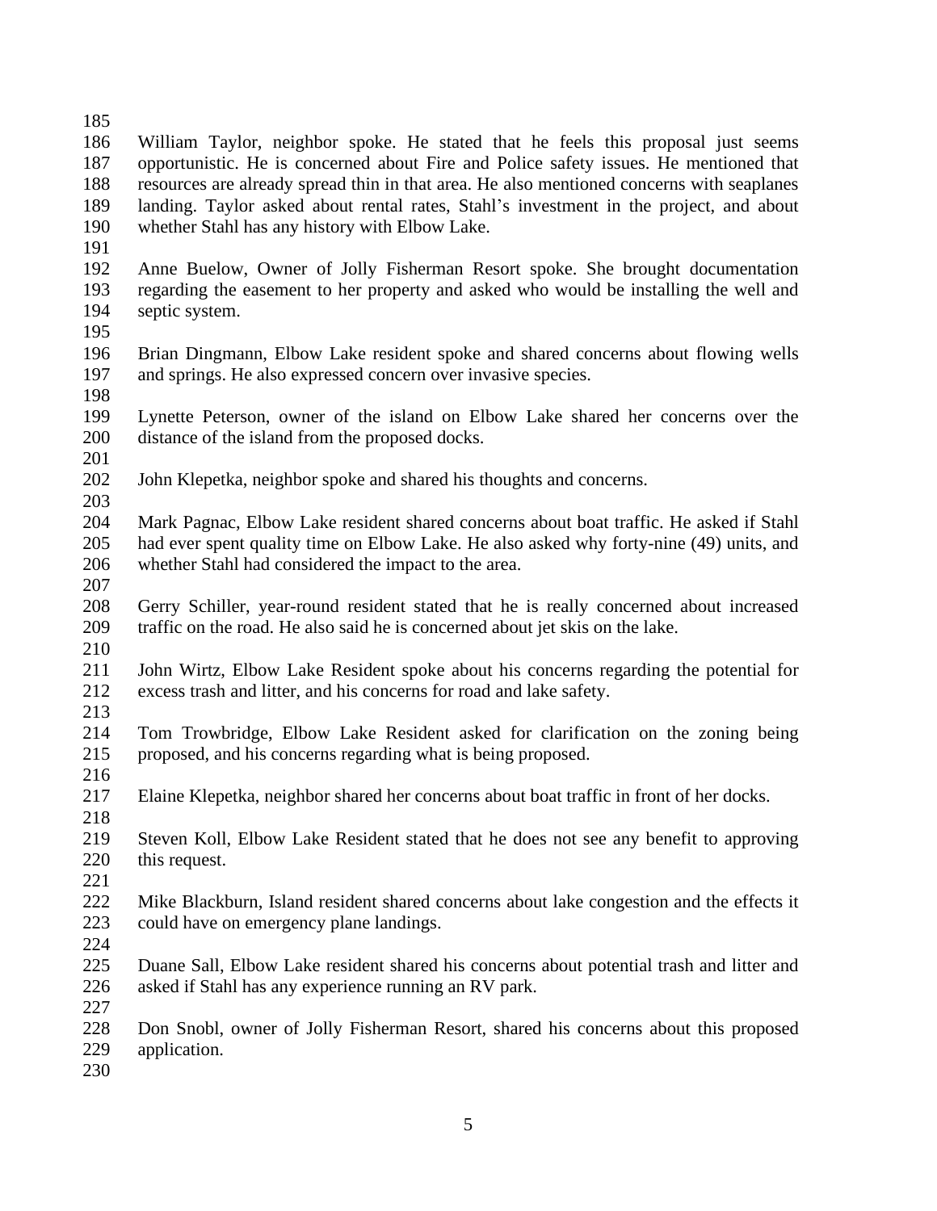William Taylor, neighbor spoke. He stated that he feels this proposal just seems opportunistic. He is concerned about Fire and Police safety issues. He mentioned that resources are already spread thin in that area. He also mentioned concerns with seaplanes landing. Taylor asked about rental rates, Stahl's investment in the project, and about whether Stahl has any history with Elbow Lake.

Anne Buelow, Owner of Jolly Fisherman Resort spoke. She brought documentation regarding the easement to her property and asked who would be installing the well and septic system.

Brian Dingmann, Elbow Lake resident spoke and shared concerns about flowing wells and springs. He also expressed concern over invasive species.

Lynette Peterson, owner of the island on Elbow Lake shared her concerns over the distance of the island from the proposed docks.

John Klepetka, neighbor spoke and shared his thoughts and concerns.

Mark Pagnac, Elbow Lake resident shared concerns about boat traffic. He asked if Stahl had ever spent quality time on Elbow Lake. He also asked why forty-nine (49) units, and whether Stahl had considered the impact to the area.

Gerry Schiller, year-round resident stated that he is really concerned about increased traffic on the road. He also said he is concerned about jet skis on the lake.

John Wirtz, Elbow Lake Resident spoke about his concerns regarding the potential for excess trash and litter, and his concerns for road and lake safety.

Tom Trowbridge, Elbow Lake Resident asked for clarification on the zoning being proposed, and his concerns regarding what is being proposed.

Elaine Klepetka, neighbor shared her concerns about boat traffic in front of her docks.

Steven Koll, Elbow Lake Resident stated that he does not see any benefit to approving this request.

Mike Blackburn, Island resident shared concerns about lake congestion and the effects it could have on emergency plane landings.

Duane Sall, Elbow Lake resident shared his concerns about potential trash and litter and asked if Stahl has any experience running an RV park.

Don Snobl, owner of Jolly Fisherman Resort, shared his concerns about this proposed application.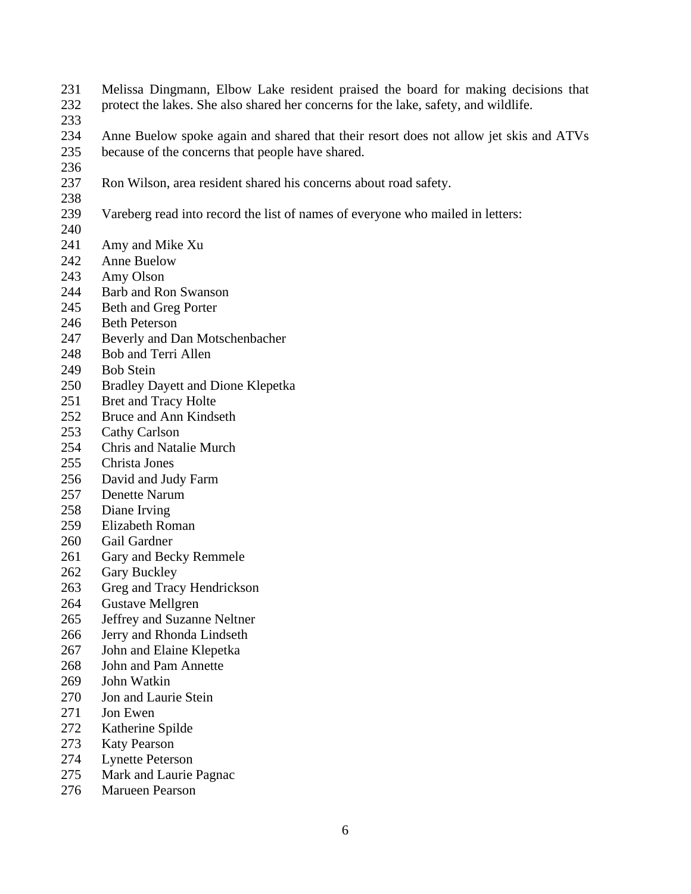Melissa Dingmann, Elbow Lake resident praised the board for making decisions that protect the lakes. She also shared her concerns for the lake, safety, and wildlife.

Anne Buelow spoke again and shared that their resort does not allow jet skis and ATVs because of the concerns that people have shared.

Ron Wilson, area resident shared his concerns about road safety.

Vareberg read into record the list of names of everyone who mailed in letters:

Amy and Mike Xu  
Anne Buelow  
Amy Olson  
Barb and Ron Swanson  
Beth and Greg Porter  
Beth Peterson  
Beverly and Dan Motschenbacher  
Bob and Terri Allen  
Bob Stein  
Bradley Dayett and Dione Klepetka  
Bret and Tracy Holte  
Bruce and Ann Kindseth  
Cathy Carlson  
Chris and Natalie Murch  
Christa Jones  
David and Judy Farm  
Denette Narum  
Diane Irving  
Elizabeth Roman  
Gail Gardner  
Gary and Becky Remmele  
Gary Buckley  
Greg and Tracy Hendrickson  
Gustave Mellgren  
Jeffrey and Suzanne Neltner  
Jerry and Rhonda Lindseth  
John and Elaine Klepetka  
John and Pam Annette  
John Watkin  
Jon and Laurie Stein  
Jon Ewen  
Katherine Spilde  
Katy Pearson  
Lynette Peterson  
Mark and Laurie Pagnac  
Marueen Pearson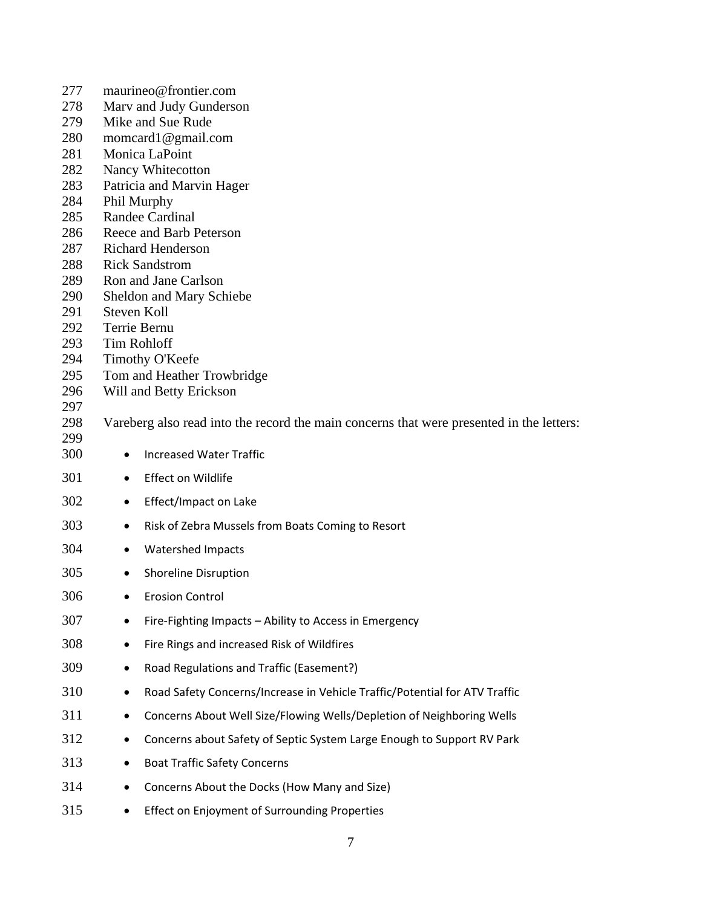maurineo@frontier.com
Marv and Judy Gunderson
Mike and Sue Rude
momcard1@gmail.com
Monica LaPoint
Nancy Whitecotton
Patricia and Marvin Hager
Phil Murphy
Randee Cardinal
Reece and Barb Peterson
Richard Henderson
Rick Sandstrom
Ron and Jane Carlson
Sheldon and Mary Schiebe
Steven Koll
Terrie Bernu
Tim Rohloff
Timothy O'Keefe
Tom and Heather Trowbridge
Will and Betty Erickson

Vareberg also read into the record the main concerns that were presented in the letters:

- Increased Water Traffic
- Effect on Wildlife
- Effect/Impact on Lake
- Risk of Zebra Mussels from Boats Coming to Resort
- Watershed Impacts
- Shoreline Disruption
- Erosion Control
- Fire-Fighting Impacts – Ability to Access in Emergency
- Fire Rings and increased Risk of Wildfires
- Road Regulations and Traffic (Easement?)
- Road Safety Concerns/Increase in Vehicle Traffic/Potential for ATV Traffic
- Concerns About Well Size/Flowing Wells/Depletion of Neighboring Wells
- Concerns about Safety of Septic System Large Enough to Support RV Park
- Boat Traffic Safety Concerns
- Concerns About the Docks (How Many and Size)
- Effect on Enjoyment of Surrounding Properties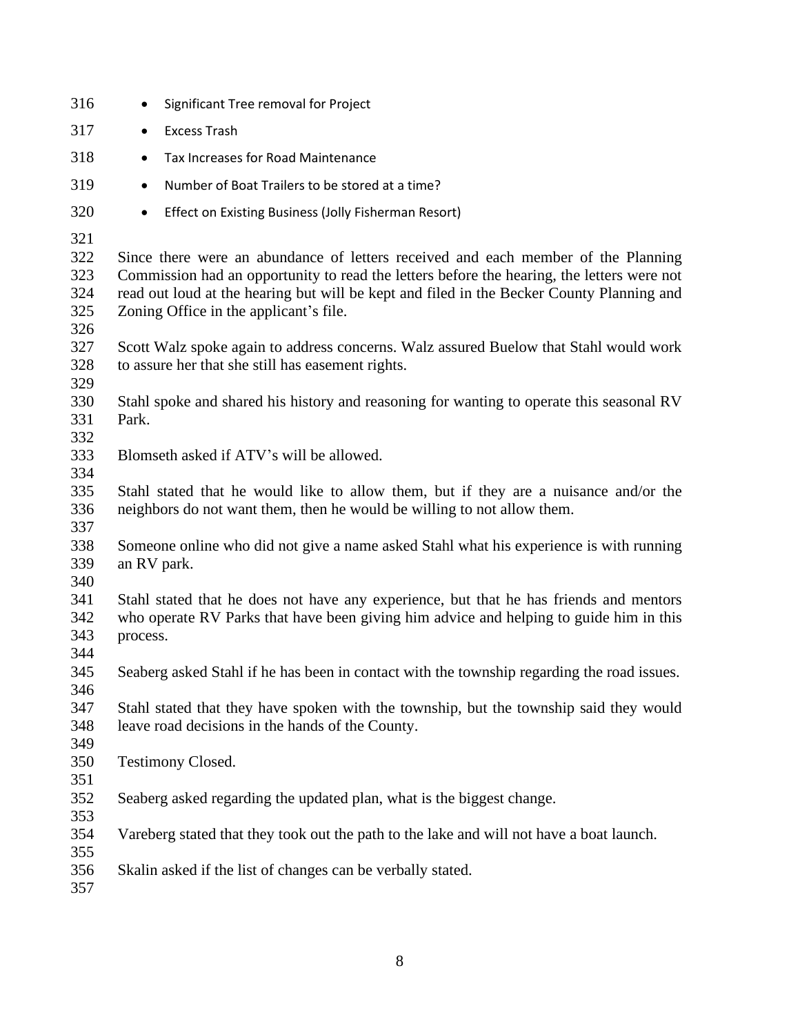- Significant Tree removal for Project
- Excess Trash
- Tax Increases for Road Maintenance
- Number of Boat Trailers to be stored at a time?
- Effect on Existing Business (Jolly Fisherman Resort)

Since there were an abundance of letters received and each member of the Planning Commission had an opportunity to read the letters before the hearing, the letters were not read out loud at the hearing but will be kept and filed in the Becker County Planning and Zoning Office in the applicant's file.

Scott Walz spoke again to address concerns. Walz assured Buelow that Stahl would work to assure her that she still has easement rights.

Stahl spoke and shared his history and reasoning for wanting to operate this seasonal RV Park.

Blomseth asked if ATV's will be allowed.

Stahl stated that he would like to allow them, but if they are a nuisance and/or the neighbors do not want them, then he would be willing to not allow them.

Someone online who did not give a name asked Stahl what his experience is with running an RV park.

Stahl stated that he does not have any experience, but that he has friends and mentors who operate RV Parks that have been giving him advice and helping to guide him in this process.

Seaberg asked Stahl if he has been in contact with the township regarding the road issues.

Stahl stated that they have spoken with the township, but the township said they would leave road decisions in the hands of the County.

Testimony Closed.

Seaberg asked regarding the updated plan, what is the biggest change.

Vareberg stated that they took out the path to the lake and will not have a boat launch.

Skalin asked if the list of changes can be verbally stated.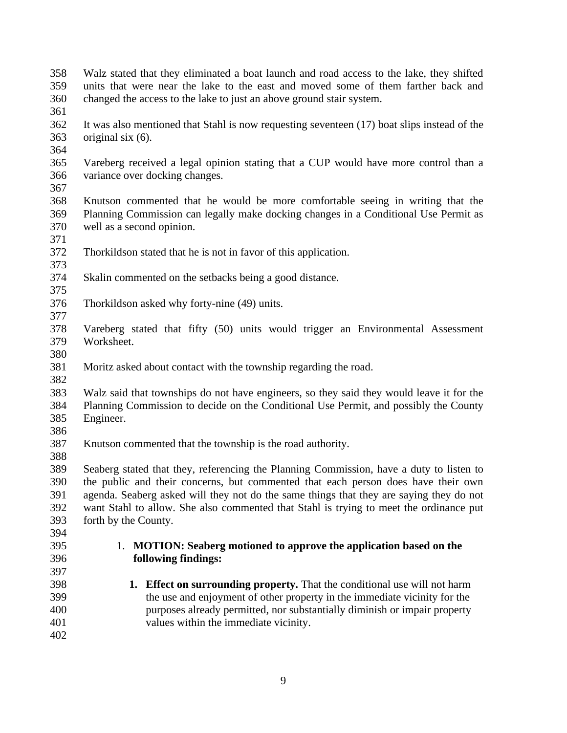Walz stated that they eliminated a boat launch and road access to the lake, they shifted units that were near the lake to the east and moved some of them farther back and changed the access to the lake to just an above ground stair system.

It was also mentioned that Stahl is now requesting seventeen (17) boat slips instead of the original six (6).

Vareberg received a legal opinion stating that a CUP would have more control than a variance over docking changes.

Knutson commented that he would be more comfortable seeing in writing that the Planning Commission can legally make docking changes in a Conditional Use Permit as well as a second opinion.

Thorkildson stated that he is not in favor of this application.

Skalin commented on the setbacks being a good distance.

Thorkildson asked why forty-nine (49) units.

Vareberg stated that fifty (50) units would trigger an Environmental Assessment Worksheet.

Moritz asked about contact with the township regarding the road.

Walz said that townships do not have engineers, so they said they would leave it for the Planning Commission to decide on the Conditional Use Permit, and possibly the County Engineer.

Knutson commented that the township is the road authority.

Seaberg stated that they, referencing the Planning Commission, have a duty to listen to the public and their concerns, but commented that each person does have their own agenda. Seaberg asked will they not do the same things that they are saying they do not want Stahl to allow. She also commented that Stahl is trying to meet the ordinance put forth by the County.

1. **MOTION: Seaberg motioned to approve the application based on the following findings:**

   1. **Effect on surrounding property.** That the conditional use will not harm the use and enjoyment of other property in the immediate vicinity for the purposes already permitted, nor substantially diminish or impair property values within the immediate vicinity.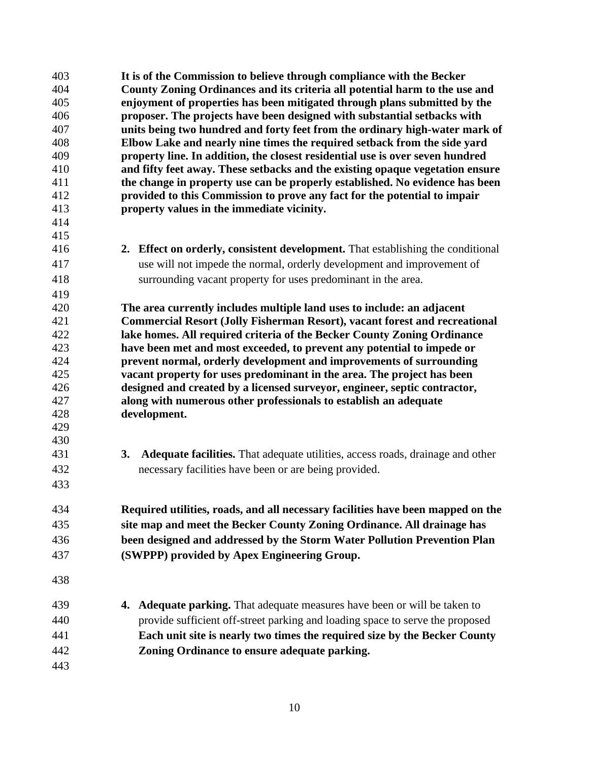**It is of the Commission to believe through compliance with the Becker County Zoning Ordinances and its criteria all potential harm to the use and enjoyment of properties has been mitigated through plans submitted by the proposer. The projects have been designed with substantial setbacks with units being two hundred and forty feet from the ordinary high-water mark of Elbow Lake and nearly nine times the required setback from the side yard property line. In addition, the closest residential use is over seven hundred and fifty feet away. These setbacks and the existing opaque vegetation ensure the change in property use can be properly established. No evidence has been provided to this Commission to prove any fact for the potential to impair property values in the immediate vicinity.**

2. **Effect on orderly, consistent development.** That establishing the conditional use will not impede the normal, orderly development and improvement of surrounding vacant property for uses predominant in the area.

**The area currently includes multiple land uses to include: an adjacent Commercial Resort (Jolly Fisherman Resort), vacant forest and recreational lake homes. All required criteria of the Becker County Zoning Ordinance have been met and most exceeded, to prevent any potential to impede or prevent normal, orderly development and improvements of surrounding vacant property for uses predominant in the area. The project has been designed and created by a licensed surveyor, engineer, septic contractor, along with numerous other professionals to establish an adequate development.**

3. **Adequate facilities.** That adequate utilities, access roads, drainage and other necessary facilities have been or are being provided.

**Required utilities, roads, and all necessary facilities have been mapped on the site map and meet the Becker County Zoning Ordinance. All drainage has been designed and addressed by the Storm Water Pollution Prevention Plan (SWPPP) provided by Apex Engineering Group.**

4. **Adequate parking.** That adequate measures have been or will be taken to provide sufficient off-street parking and loading space to serve the proposed **Each unit site is nearly two times the required size by the Becker County Zoning Ordinance to ensure adequate parking.**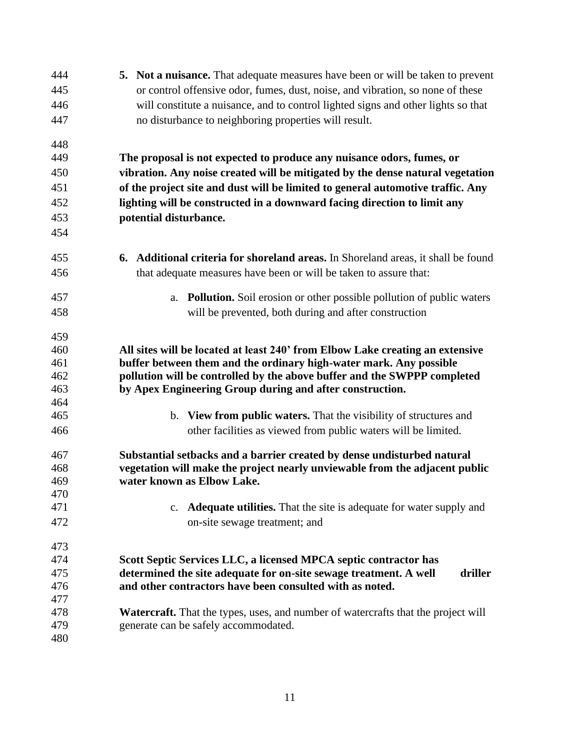5. **Not a nuisance.** That adequate measures have been or will be taken to prevent or control offensive odor, fumes, dust, noise, and vibration, so none of these will constitute a nuisance, and to control lighted signs and other lights so that no disturbance to neighboring properties will result.

**The proposal is not expected to produce any nuisance odors, fumes, or vibration. Any noise created will be mitigated by the dense natural vegetation of the project site and dust will be limited to general automotive traffic. Any lighting will be constructed in a downward facing direction to limit any potential disturbance.**

6. **Additional criteria for shoreland areas.** In Shoreland areas, it shall be found that adequate measures have been or will be taken to assure that:

   a. **Pollution.** Soil erosion or other possible pollution of public waters will be prevented, both during and after construction

**All sites will be located at least 240' from Elbow Lake creating an extensive buffer between them and the ordinary high-water mark. Any possible pollution will be controlled by the above buffer and the SWPPP completed by Apex Engineering Group during and after construction.**

   b. **View from public waters.** That the visibility of structures and other facilities as viewed from public waters will be limited.

**Substantial setbacks and a barrier created by dense undisturbed natural vegetation will make the project nearly unviewable from the adjacent public water known as Elbow Lake.**

   c. **Adequate utilities.** That the site is adequate for water supply and on-site sewage treatment; and

**Scott Septic Services LLC, a licensed MPCA septic contractor has determined the site adequate for on-site sewage treatment. A well driller and other contractors have been consulted with as noted.**

**Watercraft.** That the types, uses, and number of watercrafts that the project will generate can be safely accommodated.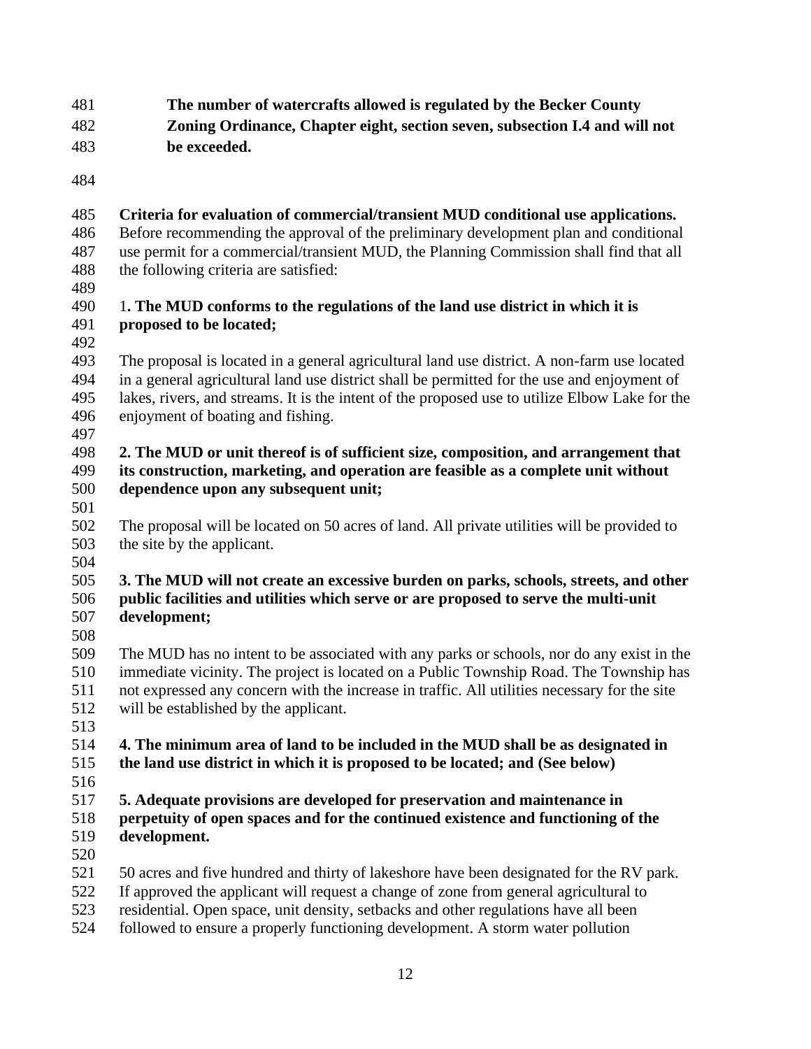**The number of watercrafts allowed is regulated by the Becker County Zoning Ordinance, Chapter eight, section seven, subsection I.4 and will not be exceeded.**

**Criteria for evaluation of commercial/transient MUD conditional use applications.**
Before recommending the approval of the preliminary development plan and conditional use permit for a commercial/transient MUD, the Planning Commission shall find that all the following criteria are satisfied:

1**. The MUD conforms to the regulations of the land use district in which it is proposed to be located;**

The proposal is located in a general agricultural land use district. A non-farm use located in a general agricultural land use district shall be permitted for the use and enjoyment of lakes, rivers, and streams. It is the intent of the proposed use to utilize Elbow Lake for the enjoyment of boating and fishing.

**2. The MUD or unit thereof is of sufficient size, composition, and arrangement that its construction, marketing, and operation are feasible as a complete unit without dependence upon any subsequent unit;**

The proposal will be located on 50 acres of land. All private utilities will be provided to the site by the applicant.

**3. The MUD will not create an excessive burden on parks, schools, streets, and other public facilities and utilities which serve or are proposed to serve the multi-unit development;**

The MUD has no intent to be associated with any parks or schools, nor do any exist in the immediate vicinity. The project is located on a Public Township Road. The Township has not expressed any concern with the increase in traffic. All utilities necessary for the site will be established by the applicant.

**4. The minimum area of land to be included in the MUD shall be as designated in the land use district in which it is proposed to be located; and (See below)**

**5. Adequate provisions are developed for preservation and maintenance in perpetuity of open spaces and for the continued existence and functioning of the development.**

50 acres and five hundred and thirty of lakeshore have been designated for the RV park. If approved the applicant will request a change of zone from general agricultural to residential. Open space, unit density, setbacks and other regulations have all been followed to ensure a properly functioning development. A storm water pollution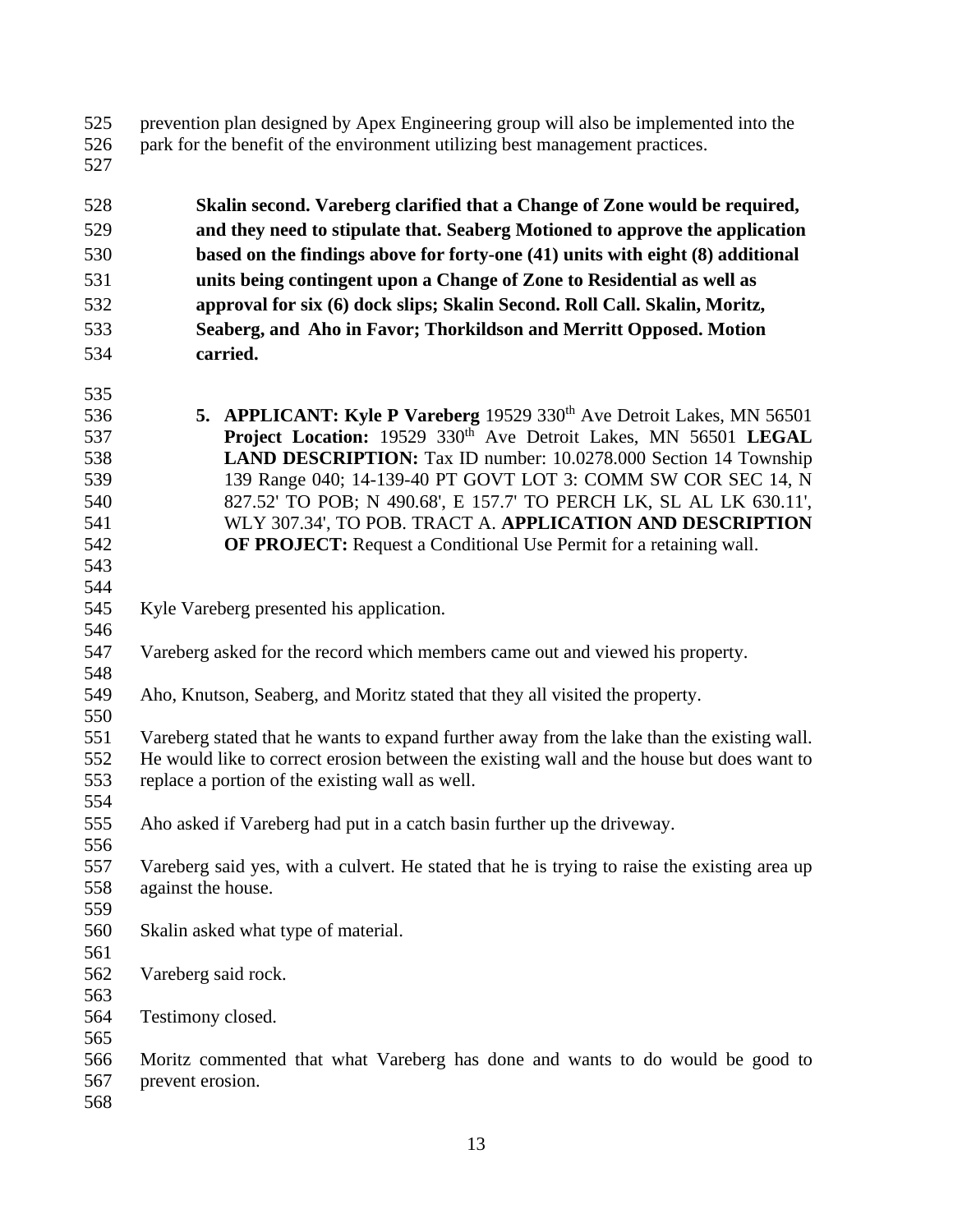prevention plan designed by Apex Engineering group will also be implemented into the park for the benefit of the environment utilizing best management practices.

**Skalin second. Vareberg clarified that a Change of Zone would be required, and they need to stipulate that. Seaberg Motioned to approve the application based on the findings above for forty-one (41) units with eight (8) additional units being contingent upon a Change of Zone to Residential as well as approval for six (6) dock slips; Skalin Second. Roll Call. Skalin, Moritz, Seaberg, and Aho in Favor; Thorkildson and Merritt Opposed. Motion carried.**

5. **APPLICANT: Kyle P Vareberg** 19529 330th Ave Detroit Lakes, MN 56501 **Project Location:** 19529 330th Ave Detroit Lakes, MN 56501 **LEGAL LAND DESCRIPTION:** Tax ID number: 10.0278.000 Section 14 Township 139 Range 040; 14-139-40 PT GOVT LOT 3: COMM SW COR SEC 14, N 827.52' TO POB; N 490.68', E 157.7' TO PERCH LK, SL AL LK 630.11', WLY 307.34', TO POB. TRACT A. **APPLICATION AND DESCRIPTION OF PROJECT:** Request a Conditional Use Permit for a retaining wall.

Kyle Vareberg presented his application.

Vareberg asked for the record which members came out and viewed his property.

Aho, Knutson, Seaberg, and Moritz stated that they all visited the property.

Vareberg stated that he wants to expand further away from the lake than the existing wall. He would like to correct erosion between the existing wall and the house but does want to replace a portion of the existing wall as well.

Aho asked if Vareberg had put in a catch basin further up the driveway.

Vareberg said yes, with a culvert. He stated that he is trying to raise the existing area up against the house.

Skalin asked what type of material.

Vareberg said rock.

Testimony closed.

Moritz commented that what Vareberg has done and wants to do would be good to prevent erosion.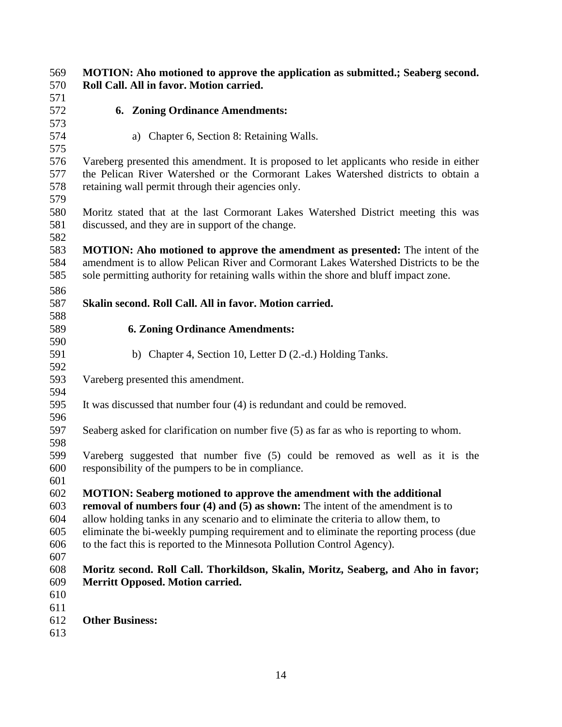**MOTION: Aho motioned to approve the application as submitted.; Seaberg second. Roll Call. All in favor. Motion carried.**

**6. Zoning Ordinance Amendments:**

a) Chapter 6, Section 8: Retaining Walls.

Vareberg presented this amendment. It is proposed to let applicants who reside in either the Pelican River Watershed or the Cormorant Lakes Watershed districts to obtain a retaining wall permit through their agencies only.

Moritz stated that at the last Cormorant Lakes Watershed District meeting this was discussed, and they are in support of the change.

**MOTION: Aho motioned to approve the amendment as presented:** The intent of the amendment is to allow Pelican River and Cormorant Lakes Watershed Districts to be the sole permitting authority for retaining walls within the shore and bluff impact zone.

**Skalin second. Roll Call. All in favor. Motion carried.**

**6. Zoning Ordinance Amendments:**

b) Chapter 4, Section 10, Letter D (2.-d.) Holding Tanks.

Vareberg presented this amendment.

It was discussed that number four (4) is redundant and could be removed.

Seaberg asked for clarification on number five (5) as far as who is reporting to whom.

Vareberg suggested that number five (5) could be removed as well as it is the responsibility of the pumpers to be in compliance.

**MOTION: Seaberg motioned to approve the amendment with the additional removal of numbers four (4) and (5) as shown:** The intent of the amendment is to allow holding tanks in any scenario and to eliminate the criteria to allow them, to eliminate the bi-weekly pumping requirement and to eliminate the reporting process (due to the fact this is reported to the Minnesota Pollution Control Agency).

**Moritz second. Roll Call. Thorkildson, Skalin, Moritz, Seaberg, and Aho in favor; Merritt Opposed. Motion carried.**

**Other Business:**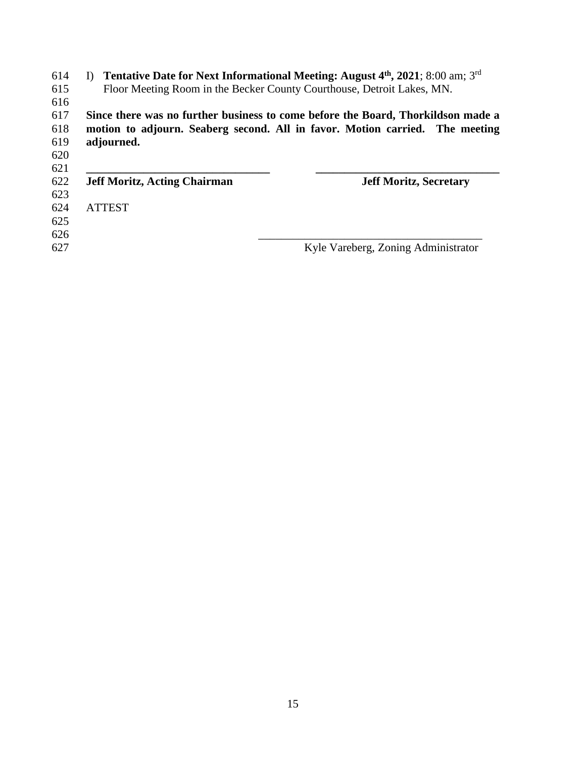I) **Tentative Date for Next Informational Meeting: August 4th, 2021**; 8:00 am; 3rd Floor Meeting Room in the Becker County Courthouse, Detroit Lakes, MN.

**Since there was no further business to come before the Board, Thorkildson made a motion to adjourn. Seaberg second. All in favor. Motion carried. The meeting adjourned.**

**_______________________________** **_______________________________**

**Jeff Moritz, Acting Chairman** **Jeff Moritz, Secretary**

ATTEST

_______________________________________

Kyle Vareberg, Zoning Administrator